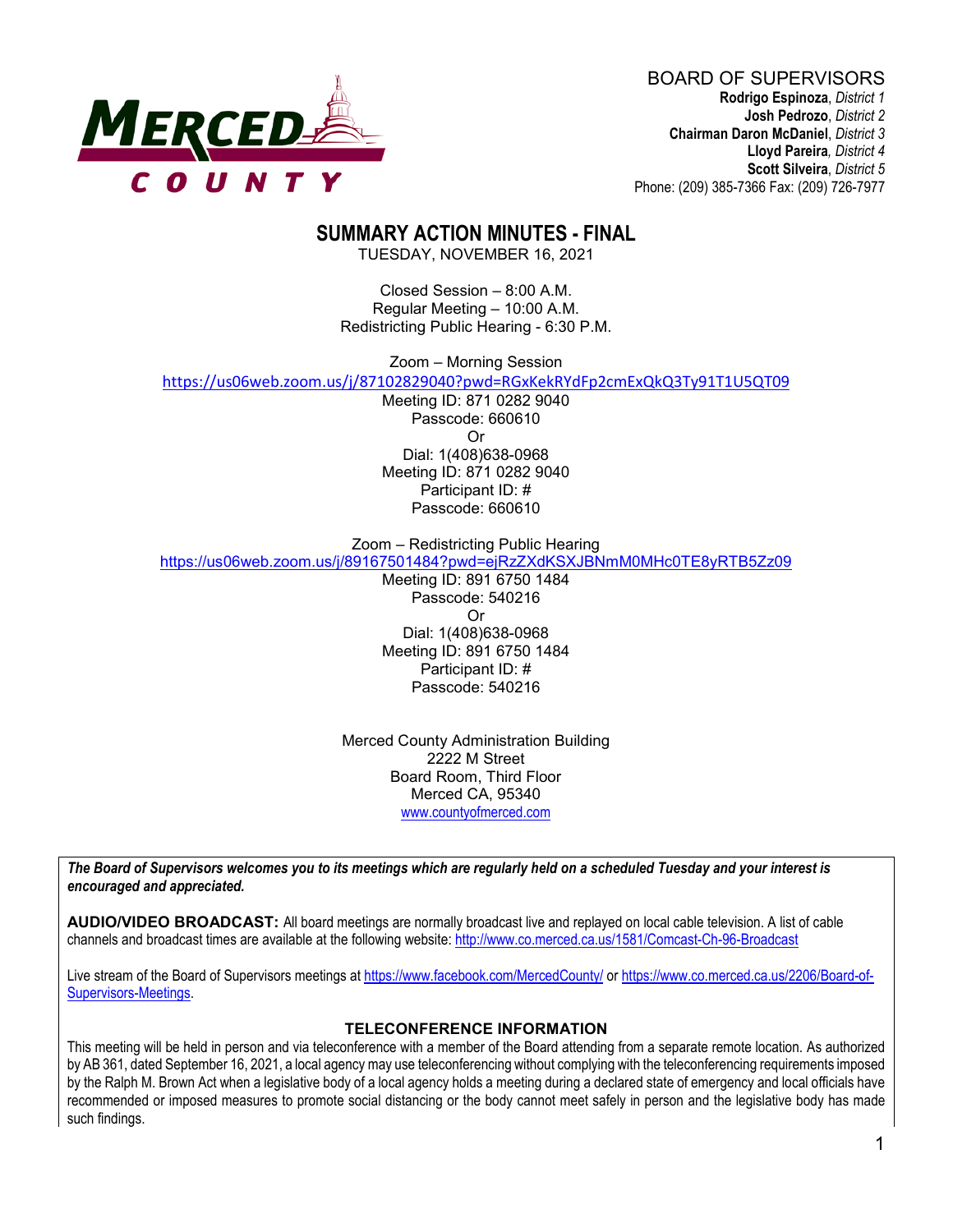BOARD OF SUPERVISORS

**Rodrigo Espinoza**, *District 1*
**Josh Pedrozo**, *District 2*
**Chairman Daron McDaniel**, *District 3*
**Lloyd Pareira**, *District 4*
**Scott Silveira**, *District 5*
Phone: (209) 385-7366 Fax: (209) 726-7977

# SUMMARY ACTION MINUTES - FINAL

TUESDAY, NOVEMBER 16, 2021

Closed Session – 8:00 A.M.
Regular Meeting – 10:00 A.M.
Redistricting Public Hearing - 6:30 P.M.

Zoom – Morning Session
https://us06web.zoom.us/j/87102829040?pwd=RGxKekRYdFp2cmExQkQ3Ty91T1U5QT09
Meeting ID: 871 0282 9040
Passcode: 660610
Or
Dial: 1(408)638-0968
Meeting ID: 871 0282 9040
Participant ID: #
Passcode: 660610

Zoom – Redistricting Public Hearing
https://us06web.zoom.us/j/89167501484?pwd=ejRzZXdKSXJBNmM0MHc0TE8yRTB5Zz09
Meeting ID: 891 6750 1484
Passcode: 540216
Or
Dial: 1(408)638-0968
Meeting ID: 891 6750 1484
Participant ID: #
Passcode: 540216

Merced County Administration Building
2222 M Street
Board Room, Third Floor
Merced CA, 95340
www.countyofmerced.com

***The Board of Supervisors welcomes you to its meetings which are regularly held on a scheduled Tuesday and your interest is encouraged and appreciated.***

**AUDIO/VIDEO BROADCAST:** All board meetings are normally broadcast live and replayed on local cable television. A list of cable channels and broadcast times are available at the following website: http://www.co.merced.ca.us/1581/Comcast-Ch-96-Broadcast

Live stream of the Board of Supervisors meetings at https://www.facebook.com/MercedCounty/ or https://www.co.merced.ca.us/2206/Board-of-Supervisors-Meetings.

### TELECONFERENCE INFORMATION

This meeting will be held in person and via teleconference with a member of the Board attending from a separate remote location. As authorized by AB 361, dated September 16, 2021, a local agency may use teleconferencing without complying with the teleconferencing requirements imposed by the Ralph M. Brown Act when a legislative body of a local agency holds a meeting during a declared state of emergency and local officials have recommended or imposed measures to promote social distancing or the body cannot meet safely in person and the legislative body has made such findings.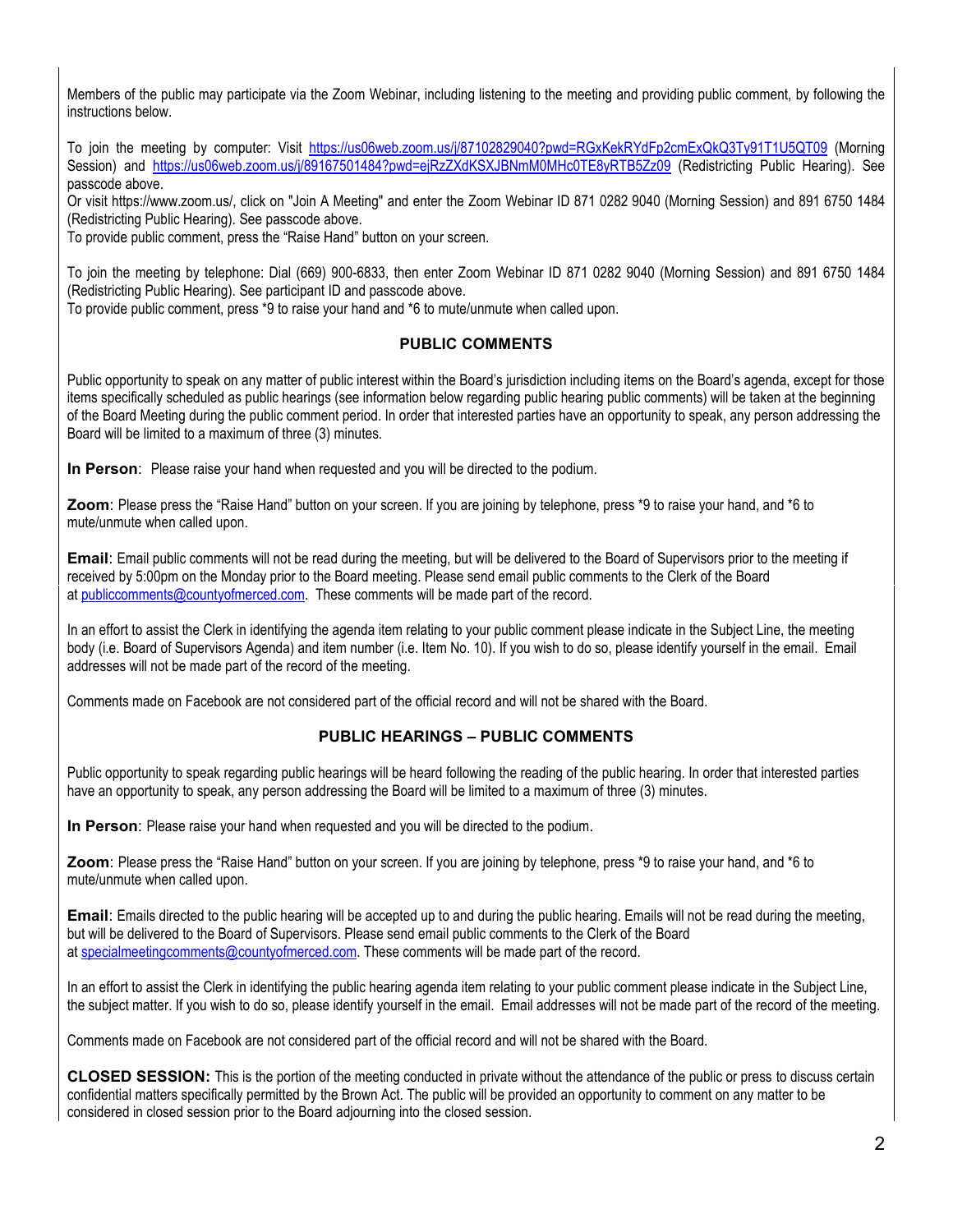Members of the public may participate via the Zoom Webinar, including listening to the meeting and providing public comment, by following the instructions below.

To join the meeting by computer: Visit https://us06web.zoom.us/j/87102829040?pwd=RGxKekRYdFp2cmExQkQ3Ty91T1U5QT09 (Morning Session) and https://us06web.zoom.us/j/89167501484?pwd=ejRzZXdKSXJBNmM0MHc0TE8yRTB5Zz09 (Redistricting Public Hearing). See passcode above.
Or visit https://www.zoom.us/, click on "Join A Meeting" and enter the Zoom Webinar ID 871 0282 9040 (Morning Session) and 891 6750 1484 (Redistricting Public Hearing). See passcode above.
To provide public comment, press the "Raise Hand" button on your screen.

To join the meeting by telephone: Dial (669) 900-6833, then enter Zoom Webinar ID 871 0282 9040 (Morning Session) and 891 6750 1484 (Redistricting Public Hearing). See participant ID and passcode above.
To provide public comment, press *9 to raise your hand and *6 to mute/unmute when called upon.

## PUBLIC COMMENTS

Public opportunity to speak on any matter of public interest within the Board's jurisdiction including items on the Board's agenda, except for those items specifically scheduled as public hearings (see information below regarding public hearing public comments) will be taken at the beginning of the Board Meeting during the public comment period. In order that interested parties have an opportunity to speak, any person addressing the Board will be limited to a maximum of three (3) minutes.

**In Person**: Please raise your hand when requested and you will be directed to the podium.

**Zoom**: Please press the "Raise Hand" button on your screen. If you are joining by telephone, press *9 to raise your hand, and *6 to mute/unmute when called upon.

**Email**: Email public comments will not be read during the meeting, but will be delivered to the Board of Supervisors prior to the meeting if received by 5:00pm on the Monday prior to the Board meeting. Please send email public comments to the Clerk of the Board at publiccomments@countyofmerced.com. These comments will be made part of the record.

In an effort to assist the Clerk in identifying the agenda item relating to your public comment please indicate in the Subject Line, the meeting body (i.e. Board of Supervisors Agenda) and item number (i.e. Item No. 10). If you wish to do so, please identify yourself in the email. Email addresses will not be made part of the record of the meeting.

Comments made on Facebook are not considered part of the official record and will not be shared with the Board.

## PUBLIC HEARINGS – PUBLIC COMMENTS

Public opportunity to speak regarding public hearings will be heard following the reading of the public hearing. In order that interested parties have an opportunity to speak, any person addressing the Board will be limited to a maximum of three (3) minutes.

**In Person**: Please raise your hand when requested and you will be directed to the podium.

**Zoom**: Please press the "Raise Hand" button on your screen. If you are joining by telephone, press *9 to raise your hand, and *6 to mute/unmute when called upon.

**Email**: Emails directed to the public hearing will be accepted up to and during the public hearing. Emails will not be read during the meeting, but will be delivered to the Board of Supervisors. Please send email public comments to the Clerk of the Board at specialmeetingcomments@countyofmerced.com. These comments will be made part of the record.

In an effort to assist the Clerk in identifying the public hearing agenda item relating to your public comment please indicate in the Subject Line, the subject matter. If you wish to do so, please identify yourself in the email. Email addresses will not be made part of the record of the meeting.

Comments made on Facebook are not considered part of the official record and will not be shared with the Board.

**CLOSED SESSION:** This is the portion of the meeting conducted in private without the attendance of the public or press to discuss certain confidential matters specifically permitted by the Brown Act. The public will be provided an opportunity to comment on any matter to be considered in closed session prior to the Board adjourning into the closed session.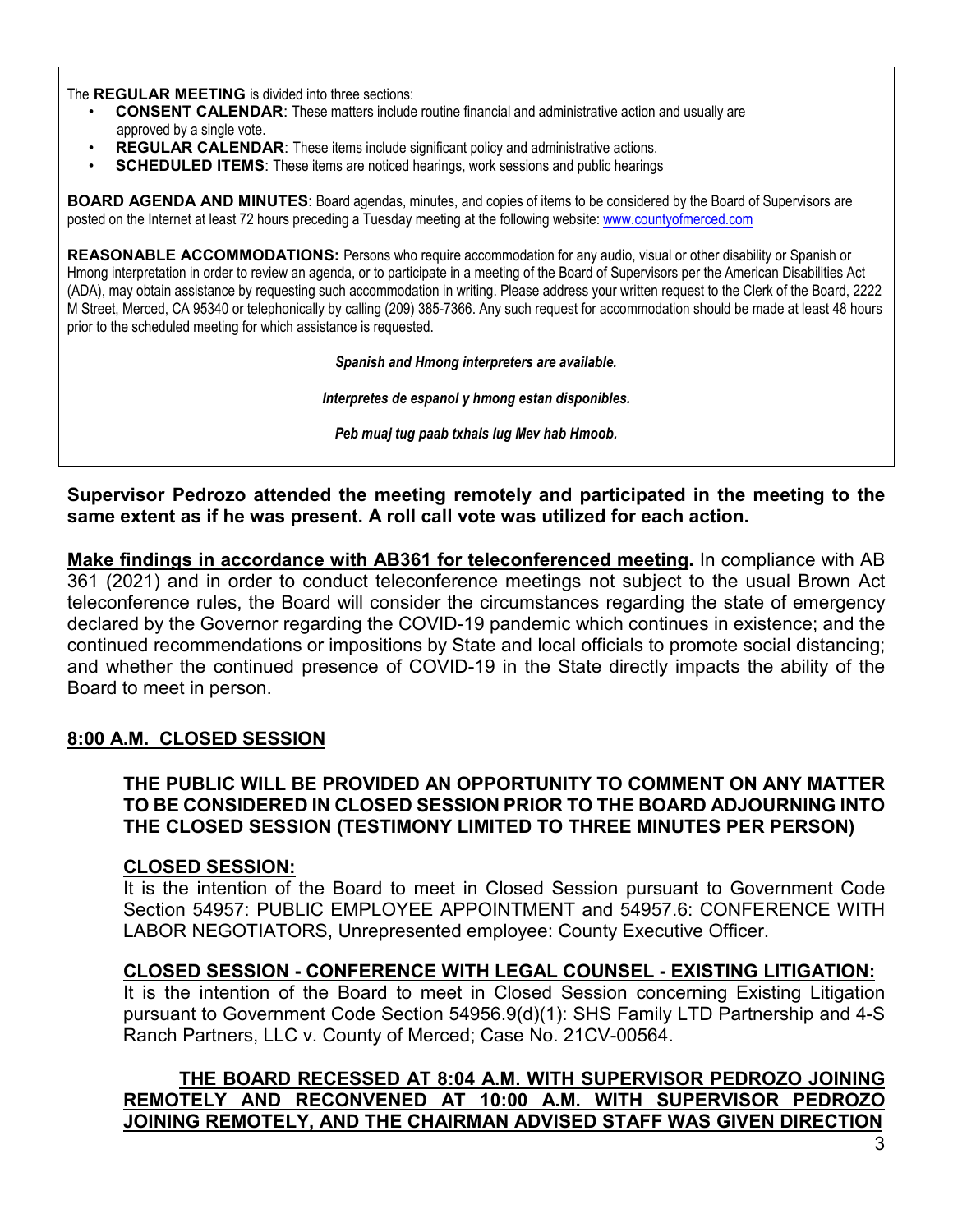The **REGULAR MEETING** is divided into three sections:

- **CONSENT CALENDAR**: These matters include routine financial and administrative action and usually are approved by a single vote.
- **REGULAR CALENDAR**: These items include significant policy and administrative actions.
- **SCHEDULED ITEMS**: These items are noticed hearings, work sessions and public hearings

**BOARD AGENDA AND MINUTES**: Board agendas, minutes, and copies of items to be considered by the Board of Supervisors are posted on the Internet at least 72 hours preceding a Tuesday meeting at the following website: www.countyofmerced.com

**REASONABLE ACCOMMODATIONS:** Persons who require accommodation for any audio, visual or other disability or Spanish or Hmong interpretation in order to review an agenda, or to participate in a meeting of the Board of Supervisors per the American Disabilities Act (ADA), may obtain assistance by requesting such accommodation in writing. Please address your written request to the Clerk of the Board, 2222 M Street, Merced, CA 95340 or telephonically by calling (209) 385-7366. Any such request for accommodation should be made at least 48 hours prior to the scheduled meeting for which assistance is requested.

***Spanish and Hmong interpreters are available.***

***Interpretes de espanol y hmong estan disponibles.***

***Peb muaj tug paab txhais lug Mev hab Hmoob.***

**Supervisor Pedrozo attended the meeting remotely and participated in the meeting to the same extent as if he was present. A roll call vote was utilized for each action.**

**Make findings in accordance with AB361 for teleconferenced meeting.** In compliance with AB 361 (2021) and in order to conduct teleconference meetings not subject to the usual Brown Act teleconference rules, the Board will consider the circumstances regarding the state of emergency declared by the Governor regarding the COVID-19 pandemic which continues in existence; and the continued recommendations or impositions by State and local officials to promote social distancing; and whether the continued presence of COVID-19 in the State directly impacts the ability of the Board to meet in person.

## 8:00 A.M. CLOSED SESSION

**THE PUBLIC WILL BE PROVIDED AN OPPORTUNITY TO COMMENT ON ANY MATTER TO BE CONSIDERED IN CLOSED SESSION PRIOR TO THE BOARD ADJOURNING INTO THE CLOSED SESSION (TESTIMONY LIMITED TO THREE MINUTES PER PERSON)**

**CLOSED SESSION:**
It is the intention of the Board to meet in Closed Session pursuant to Government Code Section 54957: PUBLIC EMPLOYEE APPOINTMENT and 54957.6: CONFERENCE WITH LABOR NEGOTIATORS, Unrepresented employee: County Executive Officer.

**CLOSED SESSION - CONFERENCE WITH LEGAL COUNSEL - EXISTING LITIGATION:**
It is the intention of the Board to meet in Closed Session concerning Existing Litigation pursuant to Government Code Section 54956.9(d)(1): SHS Family LTD Partnership and 4-S Ranch Partners, LLC v. County of Merced; Case No. 21CV-00564.

**THE BOARD RECESSED AT 8:04 A.M. WITH SUPERVISOR PEDROZO JOINING REMOTELY AND RECONVENED AT 10:00 A.M. WITH SUPERVISOR PEDROZO JOINING REMOTELY, AND THE CHAIRMAN ADVISED STAFF WAS GIVEN DIRECTION**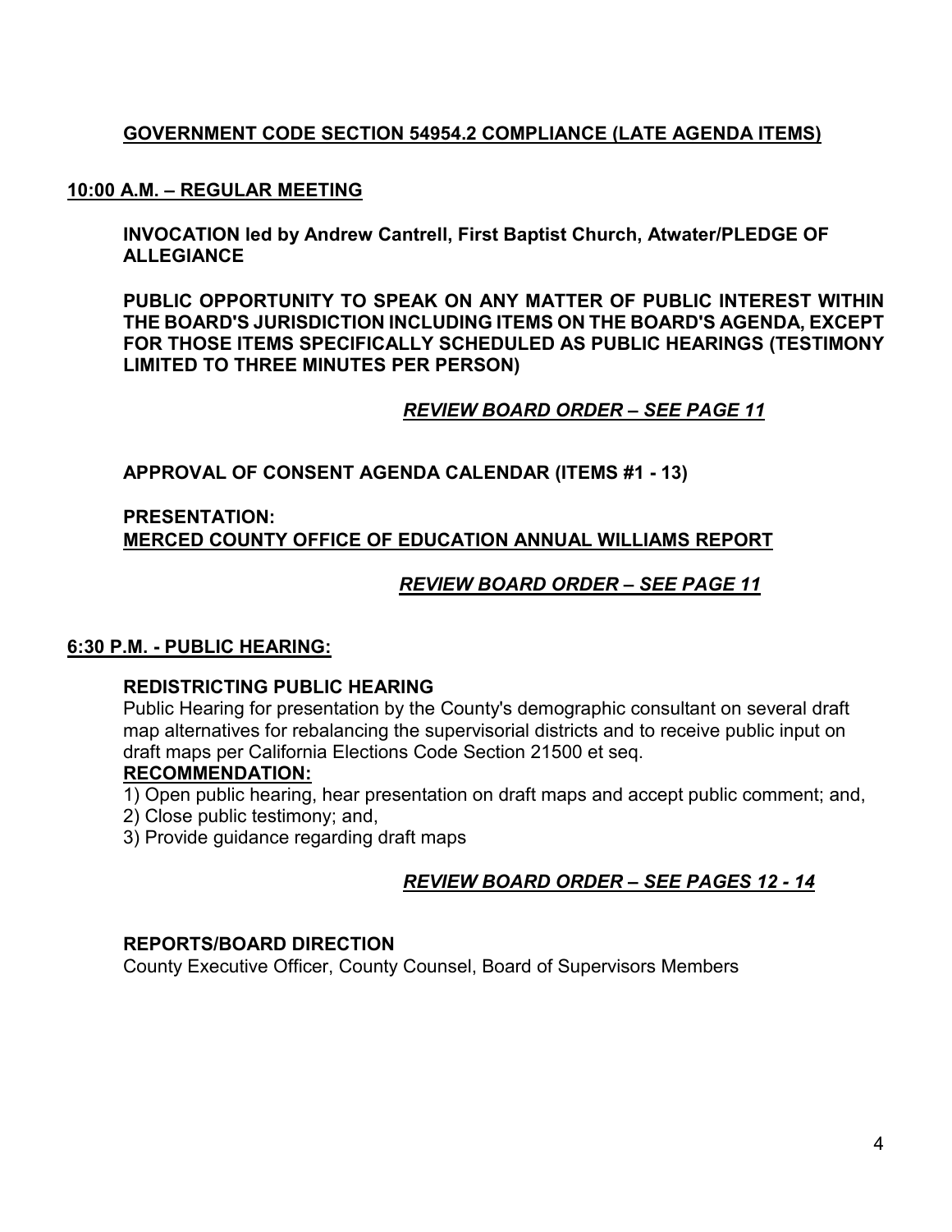**GOVERNMENT CODE SECTION 54954.2 COMPLIANCE (LATE AGENDA ITEMS)**

**10:00 A.M. – REGULAR MEETING**

**INVOCATION led by Andrew Cantrell, First Baptist Church, Atwater/PLEDGE OF ALLEGIANCE**

**PUBLIC OPPORTUNITY TO SPEAK ON ANY MATTER OF PUBLIC INTEREST WITHIN THE BOARD'S JURISDICTION INCLUDING ITEMS ON THE BOARD'S AGENDA, EXCEPT FOR THOSE ITEMS SPECIFICALLY SCHEDULED AS PUBLIC HEARINGS (TESTIMONY LIMITED TO THREE MINUTES PER PERSON)**

***REVIEW BOARD ORDER – SEE PAGE 11***

**APPROVAL OF CONSENT AGENDA CALENDAR (ITEMS #1 - 13)**

**PRESENTATION:**
**MERCED COUNTY OFFICE OF EDUCATION ANNUAL WILLIAMS REPORT**

***REVIEW BOARD ORDER – SEE PAGE 11***

**6:30 P.M. - PUBLIC HEARING:**

**REDISTRICTING PUBLIC HEARING**

Public Hearing for presentation by the County's demographic consultant on several draft map alternatives for rebalancing the supervisorial districts and to receive public input on draft maps per California Elections Code Section 21500 et seq.

**RECOMMENDATION:**

1) Open public hearing, hear presentation on draft maps and accept public comment; and,
2) Close public testimony; and,
3) Provide guidance regarding draft maps

***REVIEW BOARD ORDER – SEE PAGES 12 - 14***

**REPORTS/BOARD DIRECTION**

County Executive Officer, County Counsel, Board of Supervisors Members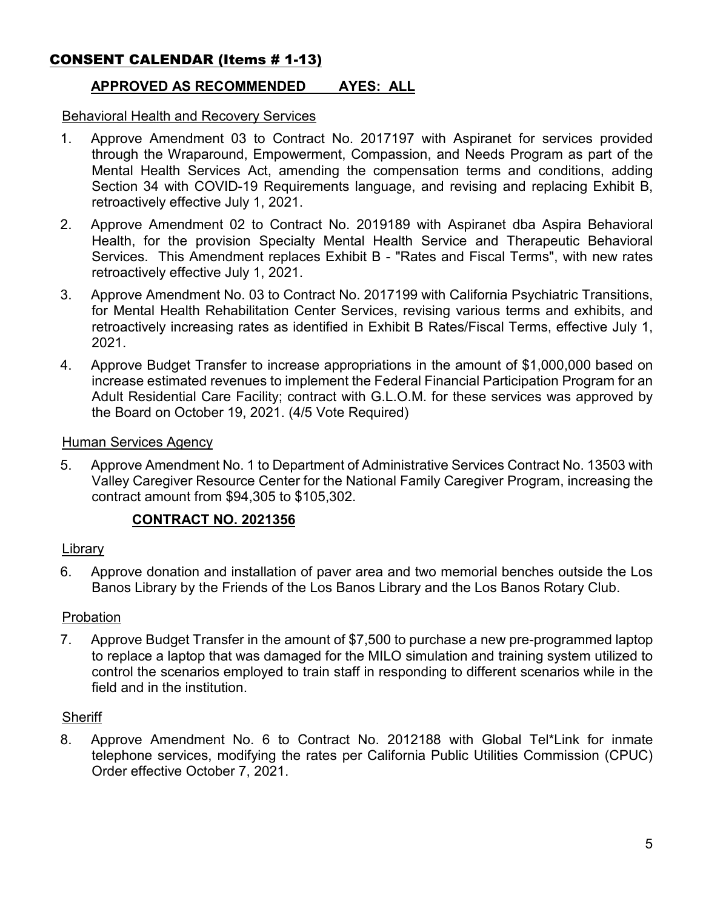## CONSENT CALENDAR (Items # 1-13)

**APPROVED AS RECOMMENDED AYES: ALL**

Behavioral Health and Recovery Services

1. Approve Amendment 03 to Contract No. 2017197 with Aspiranet for services provided through the Wraparound, Empowerment, Compassion, and Needs Program as part of the Mental Health Services Act, amending the compensation terms and conditions, adding Section 34 with COVID-19 Requirements language, and revising and replacing Exhibit B, retroactively effective July 1, 2021.
2. Approve Amendment 02 to Contract No. 2019189 with Aspiranet dba Aspira Behavioral Health, for the provision Specialty Mental Health Service and Therapeutic Behavioral Services. This Amendment replaces Exhibit B - "Rates and Fiscal Terms", with new rates retroactively effective July 1, 2021.
3. Approve Amendment No. 03 to Contract No. 2017199 with California Psychiatric Transitions, for Mental Health Rehabilitation Center Services, revising various terms and exhibits, and retroactively increasing rates as identified in Exhibit B Rates/Fiscal Terms, effective July 1, 2021.
4. Approve Budget Transfer to increase appropriations in the amount of $1,000,000 based on increase estimated revenues to implement the Federal Financial Participation Program for an Adult Residential Care Facility; contract with G.L.O.M. for these services was approved by the Board on October 19, 2021. (4/5 Vote Required)

Human Services Agency

5. Approve Amendment No. 1 to Department of Administrative Services Contract No. 13503 with Valley Caregiver Resource Center for the National Family Caregiver Program, increasing the contract amount from $94,305 to $105,302.

   **CONTRACT NO. 2021356**

Library

6. Approve donation and installation of paver area and two memorial benches outside the Los Banos Library by the Friends of the Los Banos Library and the Los Banos Rotary Club.

Probation

7. Approve Budget Transfer in the amount of $7,500 to purchase a new pre-programmed laptop to replace a laptop that was damaged for the MILO simulation and training system utilized to control the scenarios employed to train staff in responding to different scenarios while in the field and in the institution.

Sheriff

8. Approve Amendment No. 6 to Contract No. 2012188 with Global Tel*Link for inmate telephone services, modifying the rates per California Public Utilities Commission (CPUC) Order effective October 7, 2021.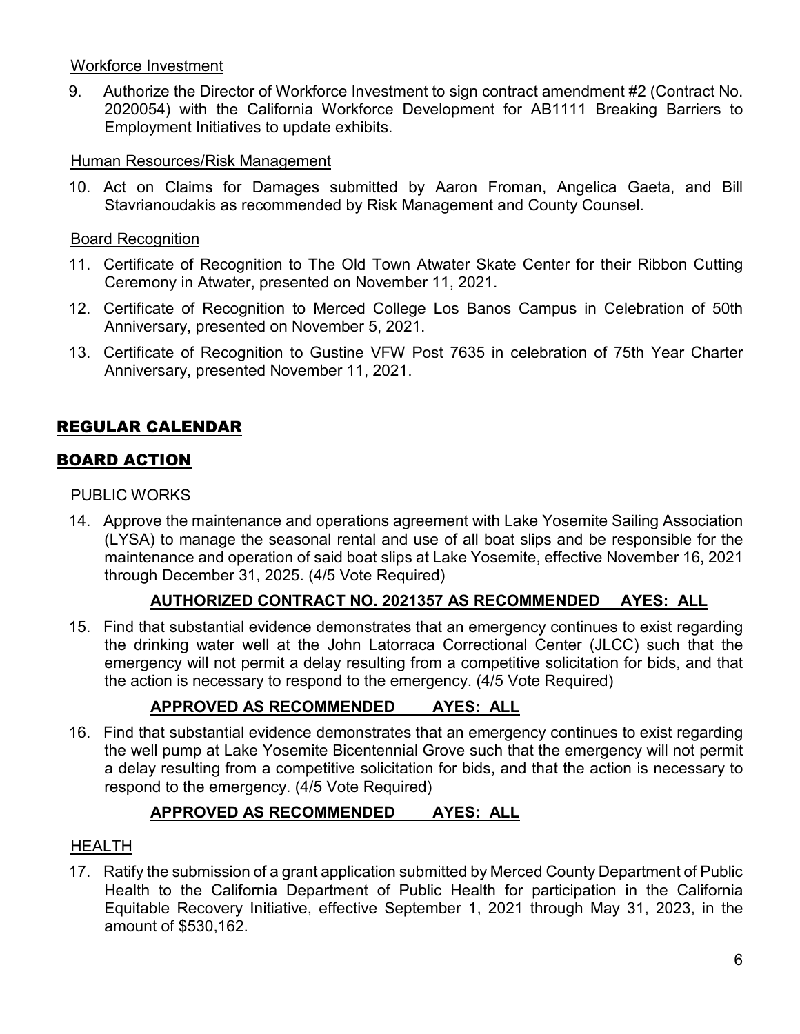Workforce Investment

9. Authorize the Director of Workforce Investment to sign contract amendment #2 (Contract No. 2020054) with the California Workforce Development for AB1111 Breaking Barriers to Employment Initiatives to update exhibits.

Human Resources/Risk Management

10. Act on Claims for Damages submitted by Aaron Froman, Angelica Gaeta, and Bill Stavrianoudakis as recommended by Risk Management and County Counsel.

Board Recognition

11. Certificate of Recognition to The Old Town Atwater Skate Center for their Ribbon Cutting Ceremony in Atwater, presented on November 11, 2021.
12. Certificate of Recognition to Merced College Los Banos Campus in Celebration of 50th Anniversary, presented on November 5, 2021.
13. Certificate of Recognition to Gustine VFW Post 7635 in celebration of 75th Year Charter Anniversary, presented November 11, 2021.

## REGULAR CALENDAR

## BOARD ACTION

PUBLIC WORKS

14. Approve the maintenance and operations agreement with Lake Yosemite Sailing Association (LYSA) to manage the seasonal rental and use of all boat slips and be responsible for the maintenance and operation of said boat slips at Lake Yosemite, effective November 16, 2021 through December 31, 2025. (4/5 Vote Required)

**AUTHORIZED CONTRACT NO. 2021357 AS RECOMMENDED AYES: ALL**

15. Find that substantial evidence demonstrates that an emergency continues to exist regarding the drinking water well at the John Latorraca Correctional Center (JLCC) such that the emergency will not permit a delay resulting from a competitive solicitation for bids, and that the action is necessary to respond to the emergency. (4/5 Vote Required)

**APPROVED AS RECOMMENDED AYES: ALL**

16. Find that substantial evidence demonstrates that an emergency continues to exist regarding the well pump at Lake Yosemite Bicentennial Grove such that the emergency will not permit a delay resulting from a competitive solicitation for bids, and that the action is necessary to respond to the emergency. (4/5 Vote Required)

**APPROVED AS RECOMMENDED AYES: ALL**

HEALTH

17. Ratify the submission of a grant application submitted by Merced County Department of Public Health to the California Department of Public Health for participation in the California Equitable Recovery Initiative, effective September 1, 2021 through May 31, 2023, in the amount of $530,162.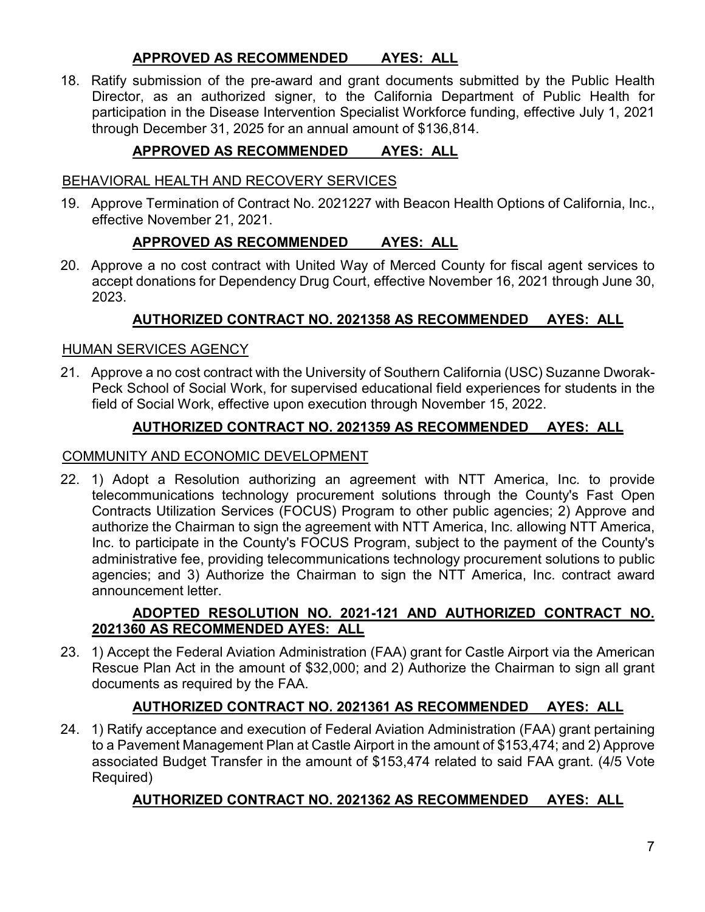**APPROVED AS RECOMMENDED AYES: ALL**

18. Ratify submission of the pre-award and grant documents submitted by the Public Health Director, as an authorized signer, to the California Department of Public Health for participation in the Disease Intervention Specialist Workforce funding, effective July 1, 2021 through December 31, 2025 for an annual amount of $136,814.

**APPROVED AS RECOMMENDED AYES: ALL**

BEHAVIORAL HEALTH AND RECOVERY SERVICES

19. Approve Termination of Contract No. 2021227 with Beacon Health Options of California, Inc., effective November 21, 2021.

**APPROVED AS RECOMMENDED AYES: ALL**

20. Approve a no cost contract with United Way of Merced County for fiscal agent services to accept donations for Dependency Drug Court, effective November 16, 2021 through June 30, 2023.

**AUTHORIZED CONTRACT NO. 2021358 AS RECOMMENDED AYES: ALL**

HUMAN SERVICES AGENCY

21. Approve a no cost contract with the University of Southern California (USC) Suzanne Dworak-Peck School of Social Work, for supervised educational field experiences for students in the field of Social Work, effective upon execution through November 15, 2022.

**AUTHORIZED CONTRACT NO. 2021359 AS RECOMMENDED AYES: ALL**

COMMUNITY AND ECONOMIC DEVELOPMENT

22. 1) Adopt a Resolution authorizing an agreement with NTT America, Inc. to provide telecommunications technology procurement solutions through the County's Fast Open Contracts Utilization Services (FOCUS) Program to other public agencies; 2) Approve and authorize the Chairman to sign the agreement with NTT America, Inc. allowing NTT America, Inc. to participate in the County's FOCUS Program, subject to the payment of the County's administrative fee, providing telecommunications technology procurement solutions to public agencies; and 3) Authorize the Chairman to sign the NTT America, Inc. contract award announcement letter.

**ADOPTED RESOLUTION NO. 2021-121 AND AUTHORIZED CONTRACT NO. 2021360 AS RECOMMENDED AYES: ALL**

23. 1) Accept the Federal Aviation Administration (FAA) grant for Castle Airport via the American Rescue Plan Act in the amount of $32,000; and 2) Authorize the Chairman to sign all grant documents as required by the FAA.

**AUTHORIZED CONTRACT NO. 2021361 AS RECOMMENDED AYES: ALL**

24. 1) Ratify acceptance and execution of Federal Aviation Administration (FAA) grant pertaining to a Pavement Management Plan at Castle Airport in the amount of $153,474; and 2) Approve associated Budget Transfer in the amount of $153,474 related to said FAA grant. (4/5 Vote Required)

**AUTHORIZED CONTRACT NO. 2021362 AS RECOMMENDED AYES: ALL**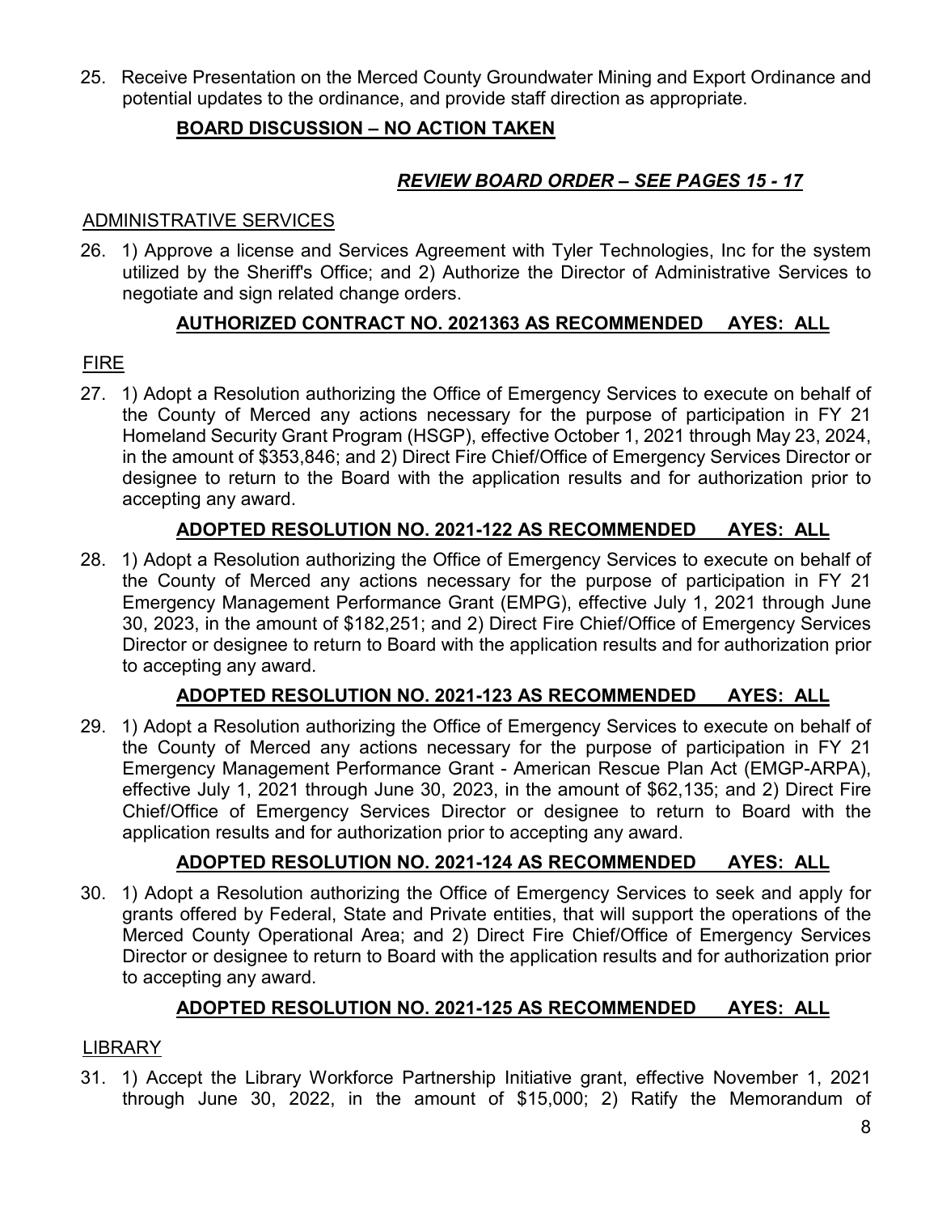25. Receive Presentation on the Merced County Groundwater Mining and Export Ordinance and potential updates to the ordinance, and provide staff direction as appropriate.

**BOARD DISCUSSION – NO ACTION TAKEN**

***REVIEW BOARD ORDER – SEE PAGES 15 - 17***

ADMINISTRATIVE SERVICES

26. 1) Approve a license and Services Agreement with Tyler Technologies, Inc for the system utilized by the Sheriff's Office; and 2) Authorize the Director of Administrative Services to negotiate and sign related change orders.

**AUTHORIZED CONTRACT NO. 2021363 AS RECOMMENDED AYES: ALL**

FIRE

27. 1) Adopt a Resolution authorizing the Office of Emergency Services to execute on behalf of the County of Merced any actions necessary for the purpose of participation in FY 21 Homeland Security Grant Program (HSGP), effective October 1, 2021 through May 23, 2024, in the amount of $353,846; and 2) Direct Fire Chief/Office of Emergency Services Director or designee to return to the Board with the application results and for authorization prior to accepting any award.

**ADOPTED RESOLUTION NO. 2021-122 AS RECOMMENDED AYES: ALL**

28. 1) Adopt a Resolution authorizing the Office of Emergency Services to execute on behalf of the County of Merced any actions necessary for the purpose of participation in FY 21 Emergency Management Performance Grant (EMPG), effective July 1, 2021 through June 30, 2023, in the amount of $182,251; and 2) Direct Fire Chief/Office of Emergency Services Director or designee to return to Board with the application results and for authorization prior to accepting any award.

**ADOPTED RESOLUTION NO. 2021-123 AS RECOMMENDED AYES: ALL**

29. 1) Adopt a Resolution authorizing the Office of Emergency Services to execute on behalf of the County of Merced any actions necessary for the purpose of participation in FY 21 Emergency Management Performance Grant - American Rescue Plan Act (EMGP-ARPA), effective July 1, 2021 through June 30, 2023, in the amount of $62,135; and 2) Direct Fire Chief/Office of Emergency Services Director or designee to return to Board with the application results and for authorization prior to accepting any award.

**ADOPTED RESOLUTION NO. 2021-124 AS RECOMMENDED AYES: ALL**

30. 1) Adopt a Resolution authorizing the Office of Emergency Services to seek and apply for grants offered by Federal, State and Private entities, that will support the operations of the Merced County Operational Area; and 2) Direct Fire Chief/Office of Emergency Services Director or designee to return to Board with the application results and for authorization prior to accepting any award.

**ADOPTED RESOLUTION NO. 2021-125 AS RECOMMENDED AYES: ALL**

LIBRARY

31. 1) Accept the Library Workforce Partnership Initiative grant, effective November 1, 2021 through June 30, 2022, in the amount of $15,000; 2) Ratify the Memorandum of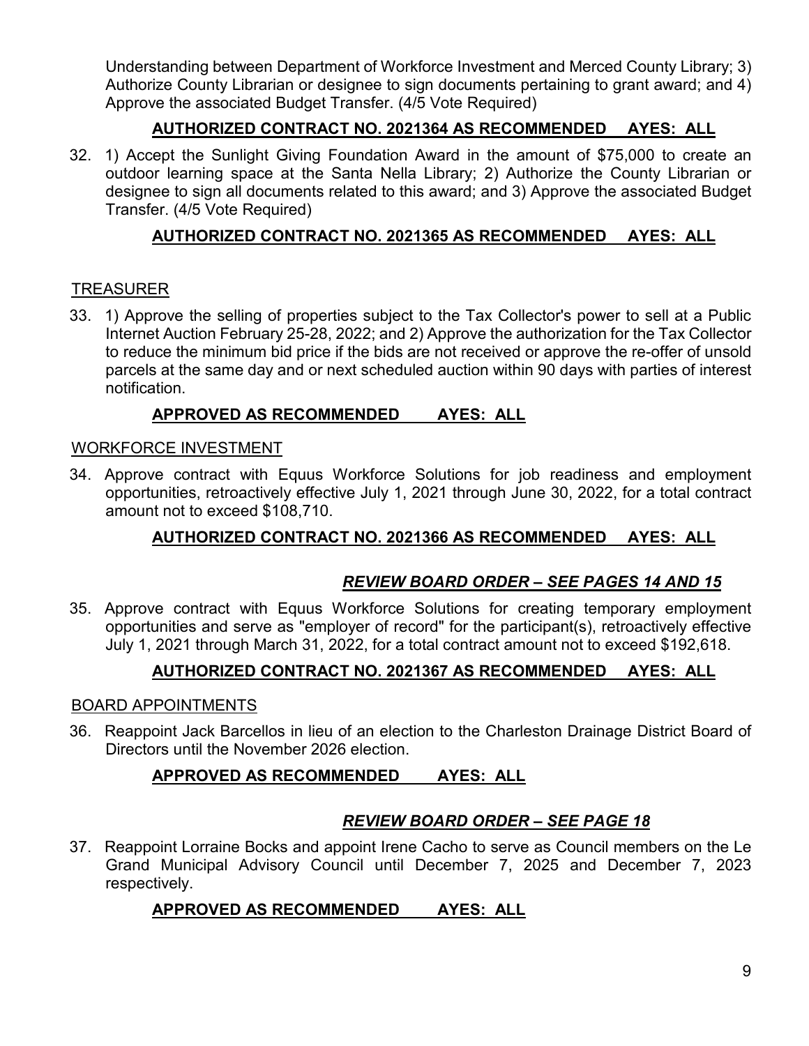Understanding between Department of Workforce Investment and Merced County Library; 3) Authorize County Librarian or designee to sign documents pertaining to grant award; and 4) Approve the associated Budget Transfer. (4/5 Vote Required)

**AUTHORIZED CONTRACT NO. 2021364 AS RECOMMENDED AYES: ALL**

32. 1) Accept the Sunlight Giving Foundation Award in the amount of $75,000 to create an outdoor learning space at the Santa Nella Library; 2) Authorize the County Librarian or designee to sign all documents related to this award; and 3) Approve the associated Budget Transfer. (4/5 Vote Required)

**AUTHORIZED CONTRACT NO. 2021365 AS RECOMMENDED AYES: ALL**

TREASURER

33. 1) Approve the selling of properties subject to the Tax Collector's power to sell at a Public Internet Auction February 25-28, 2022; and 2) Approve the authorization for the Tax Collector to reduce the minimum bid price if the bids are not received or approve the re-offer of unsold parcels at the same day and or next scheduled auction within 90 days with parties of interest notification.

**APPROVED AS RECOMMENDED AYES: ALL**

WORKFORCE INVESTMENT

34. Approve contract with Equus Workforce Solutions for job readiness and employment opportunities, retroactively effective July 1, 2021 through June 30, 2022, for a total contract amount not to exceed $108,710.

**AUTHORIZED CONTRACT NO. 2021366 AS RECOMMENDED AYES: ALL**

***REVIEW BOARD ORDER – SEE PAGES 14 AND 15***

35. Approve contract with Equus Workforce Solutions for creating temporary employment opportunities and serve as "employer of record" for the participant(s), retroactively effective July 1, 2021 through March 31, 2022, for a total contract amount not to exceed $192,618.

**AUTHORIZED CONTRACT NO. 2021367 AS RECOMMENDED AYES: ALL**

BOARD APPOINTMENTS

36. Reappoint Jack Barcellos in lieu of an election to the Charleston Drainage District Board of Directors until the November 2026 election.

**APPROVED AS RECOMMENDED AYES: ALL**

***REVIEW BOARD ORDER – SEE PAGE 18***

37. Reappoint Lorraine Bocks and appoint Irene Cacho to serve as Council members on the Le Grand Municipal Advisory Council until December 7, 2025 and December 7, 2023 respectively.

**APPROVED AS RECOMMENDED AYES: ALL**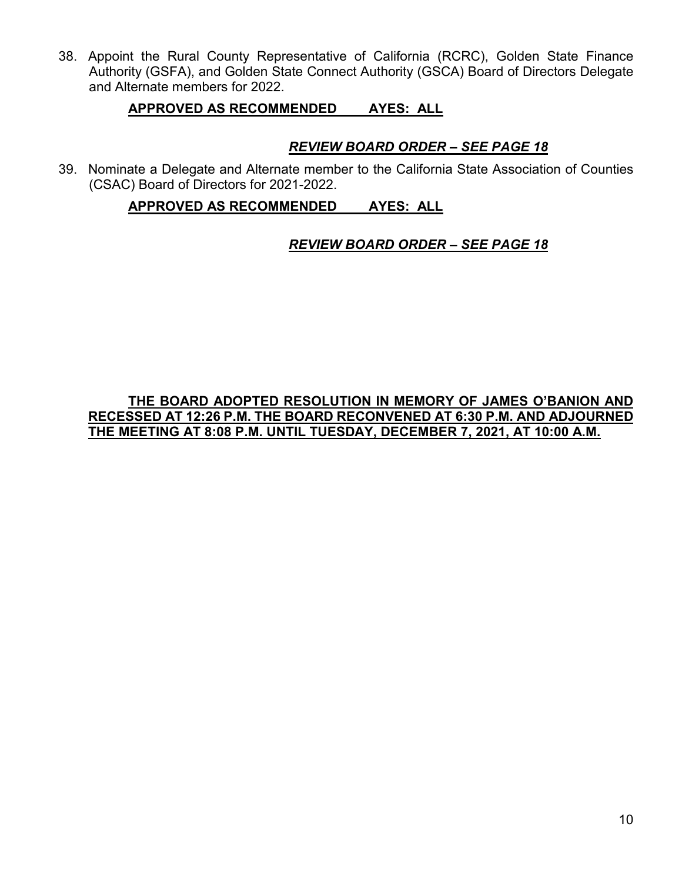38. Appoint the Rural County Representative of California (RCRC), Golden State Finance Authority (GSFA), and Golden State Connect Authority (GSCA) Board of Directors Delegate and Alternate members for 2022.

    **APPROVED AS RECOMMENDED        AYES: ALL**

    ***REVIEW BOARD ORDER – SEE PAGE 18***

39. Nominate a Delegate and Alternate member to the California State Association of Counties (CSAC) Board of Directors for 2021-2022.

    **APPROVED AS RECOMMENDED        AYES: ALL**

    ***REVIEW BOARD ORDER – SEE PAGE 18***

**THE BOARD ADOPTED RESOLUTION IN MEMORY OF JAMES O'BANION AND RECESSED AT 12:26 P.M. THE BOARD RECONVENED AT 6:30 P.M. AND ADJOURNED THE MEETING AT 8:08 P.M. UNTIL TUESDAY, DECEMBER 7, 2021, AT 10:00 A.M.**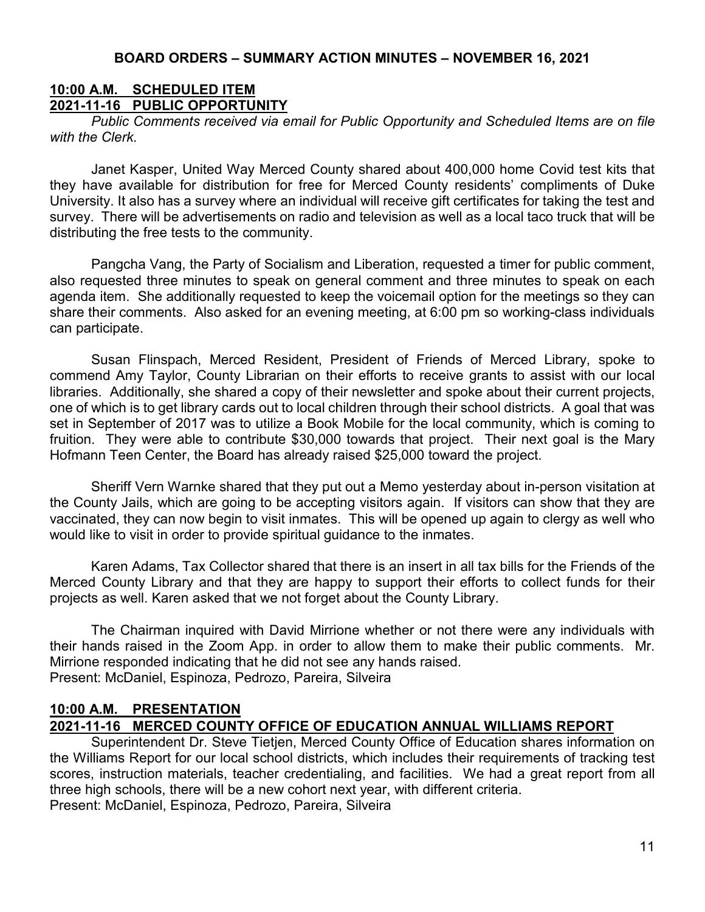## BOARD ORDERS – SUMMARY ACTION MINUTES – NOVEMBER 16, 2021

**10:00 A.M. SCHEDULED ITEM**
**2021-11-16 PUBLIC OPPORTUNITY**

*Public Comments received via email for Public Opportunity and Scheduled Items are on file with the Clerk.*

Janet Kasper, United Way Merced County shared about 400,000 home Covid test kits that they have available for distribution for free for Merced County residents' compliments of Duke University. It also has a survey where an individual will receive gift certificates for taking the test and survey. There will be advertisements on radio and television as well as a local taco truck that will be distributing the free tests to the community.

Pangcha Vang, the Party of Socialism and Liberation, requested a timer for public comment, also requested three minutes to speak on general comment and three minutes to speak on each agenda item. She additionally requested to keep the voicemail option for the meetings so they can share their comments. Also asked for an evening meeting, at 6:00 pm so working-class individuals can participate.

Susan Flinspach, Merced Resident, President of Friends of Merced Library, spoke to commend Amy Taylor, County Librarian on their efforts to receive grants to assist with our local libraries. Additionally, she shared a copy of their newsletter and spoke about their current projects, one of which is to get library cards out to local children through their school districts. A goal that was set in September of 2017 was to utilize a Book Mobile for the local community, which is coming to fruition. They were able to contribute $30,000 towards that project. Their next goal is the Mary Hofmann Teen Center, the Board has already raised $25,000 toward the project.

Sheriff Vern Warnke shared that they put out a Memo yesterday about in-person visitation at the County Jails, which are going to be accepting visitors again. If visitors can show that they are vaccinated, they can now begin to visit inmates. This will be opened up again to clergy as well who would like to visit in order to provide spiritual guidance to the inmates.

Karen Adams, Tax Collector shared that there is an insert in all tax bills for the Friends of the Merced County Library and that they are happy to support their efforts to collect funds for their projects as well. Karen asked that we not forget about the County Library.

The Chairman inquired with David Mirrione whether or not there were any individuals with their hands raised in the Zoom App. in order to allow them to make their public comments. Mr. Mirrione responded indicating that he did not see any hands raised.
Present: McDaniel, Espinoza, Pedrozo, Pareira, Silveira

**10:00 A.M. PRESENTATION**
**2021-11-16 MERCED COUNTY OFFICE OF EDUCATION ANNUAL WILLIAMS REPORT**

Superintendent Dr. Steve Tietjen, Merced County Office of Education shares information on the Williams Report for our local school districts, which includes their requirements of tracking test scores, instruction materials, teacher credentialing, and facilities. We had a great report from all three high schools, there will be a new cohort next year, with different criteria.
Present: McDaniel, Espinoza, Pedrozo, Pareira, Silveira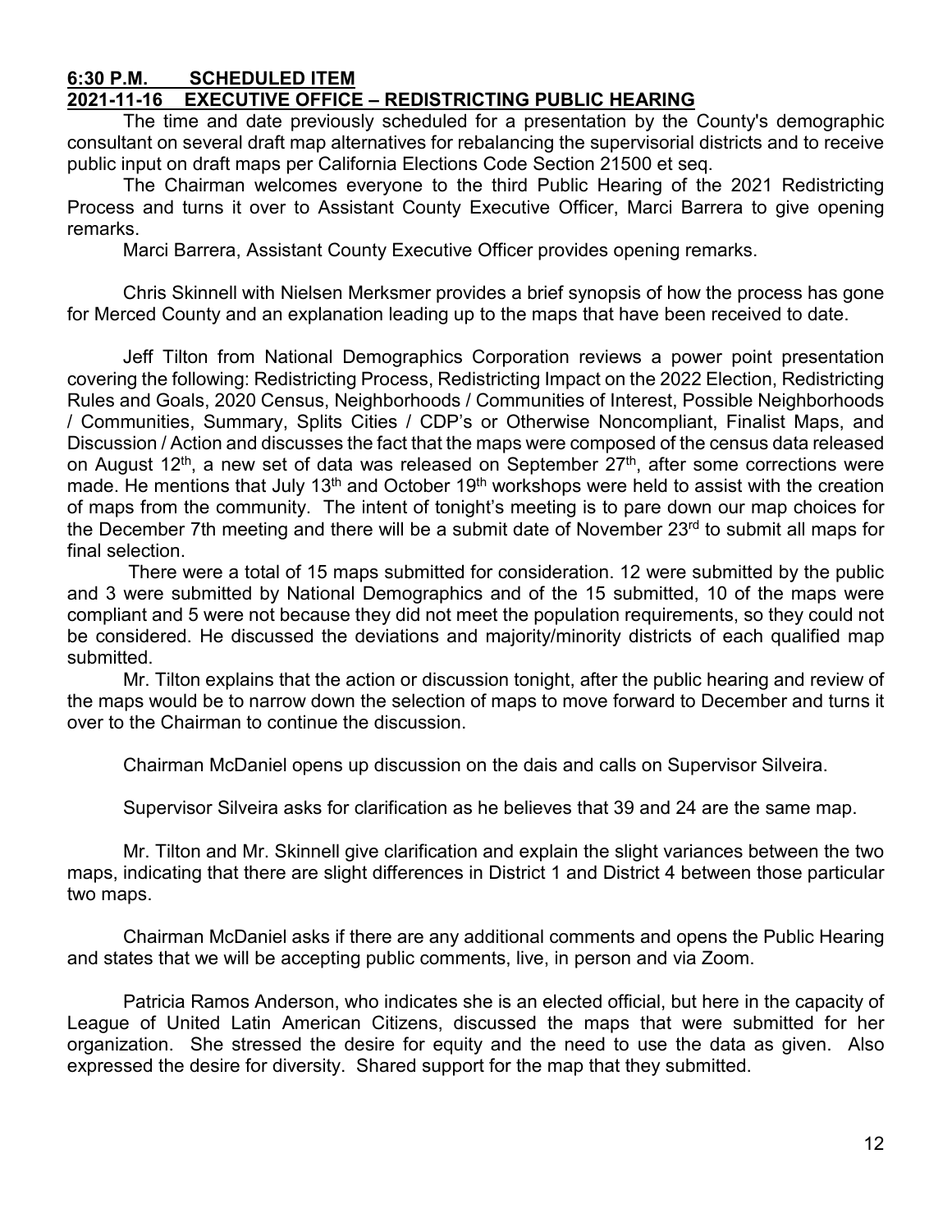**6:30 P.M. SCHEDULED ITEM**
**2021-11-16 EXECUTIVE OFFICE – REDISTRICTING PUBLIC HEARING**

The time and date previously scheduled for a presentation by the County's demographic consultant on several draft map alternatives for rebalancing the supervisorial districts and to receive public input on draft maps per California Elections Code Section 21500 et seq.

The Chairman welcomes everyone to the third Public Hearing of the 2021 Redistricting Process and turns it over to Assistant County Executive Officer, Marci Barrera to give opening remarks.

Marci Barrera, Assistant County Executive Officer provides opening remarks.

Chris Skinnell with Nielsen Merksmer provides a brief synopsis of how the process has gone for Merced County and an explanation leading up to the maps that have been received to date.

Jeff Tilton from National Demographics Corporation reviews a power point presentation covering the following: Redistricting Process, Redistricting Impact on the 2022 Election, Redistricting Rules and Goals, 2020 Census, Neighborhoods / Communities of Interest, Possible Neighborhoods / Communities, Summary, Splits Cities / CDP's or Otherwise Noncompliant, Finalist Maps, and Discussion / Action and discusses the fact that the maps were composed of the census data released on August 12th, a new set of data was released on September 27th, after some corrections were made. He mentions that July 13th and October 19th workshops were held to assist with the creation of maps from the community. The intent of tonight's meeting is to pare down our map choices for the December 7th meeting and there will be a submit date of November 23rd to submit all maps for final selection.

There were a total of 15 maps submitted for consideration. 12 were submitted by the public and 3 were submitted by National Demographics and of the 15 submitted, 10 of the maps were compliant and 5 were not because they did not meet the population requirements, so they could not be considered. He discussed the deviations and majority/minority districts of each qualified map submitted.

Mr. Tilton explains that the action or discussion tonight, after the public hearing and review of the maps would be to narrow down the selection of maps to move forward to December and turns it over to the Chairman to continue the discussion.

Chairman McDaniel opens up discussion on the dais and calls on Supervisor Silveira.

Supervisor Silveira asks for clarification as he believes that 39 and 24 are the same map.

Mr. Tilton and Mr. Skinnell give clarification and explain the slight variances between the two maps, indicating that there are slight differences in District 1 and District 4 between those particular two maps.

Chairman McDaniel asks if there are any additional comments and opens the Public Hearing and states that we will be accepting public comments, live, in person and via Zoom.

Patricia Ramos Anderson, who indicates she is an elected official, but here in the capacity of League of United Latin American Citizens, discussed the maps that were submitted for her organization. She stressed the desire for equity and the need to use the data as given. Also expressed the desire for diversity. Shared support for the map that they submitted.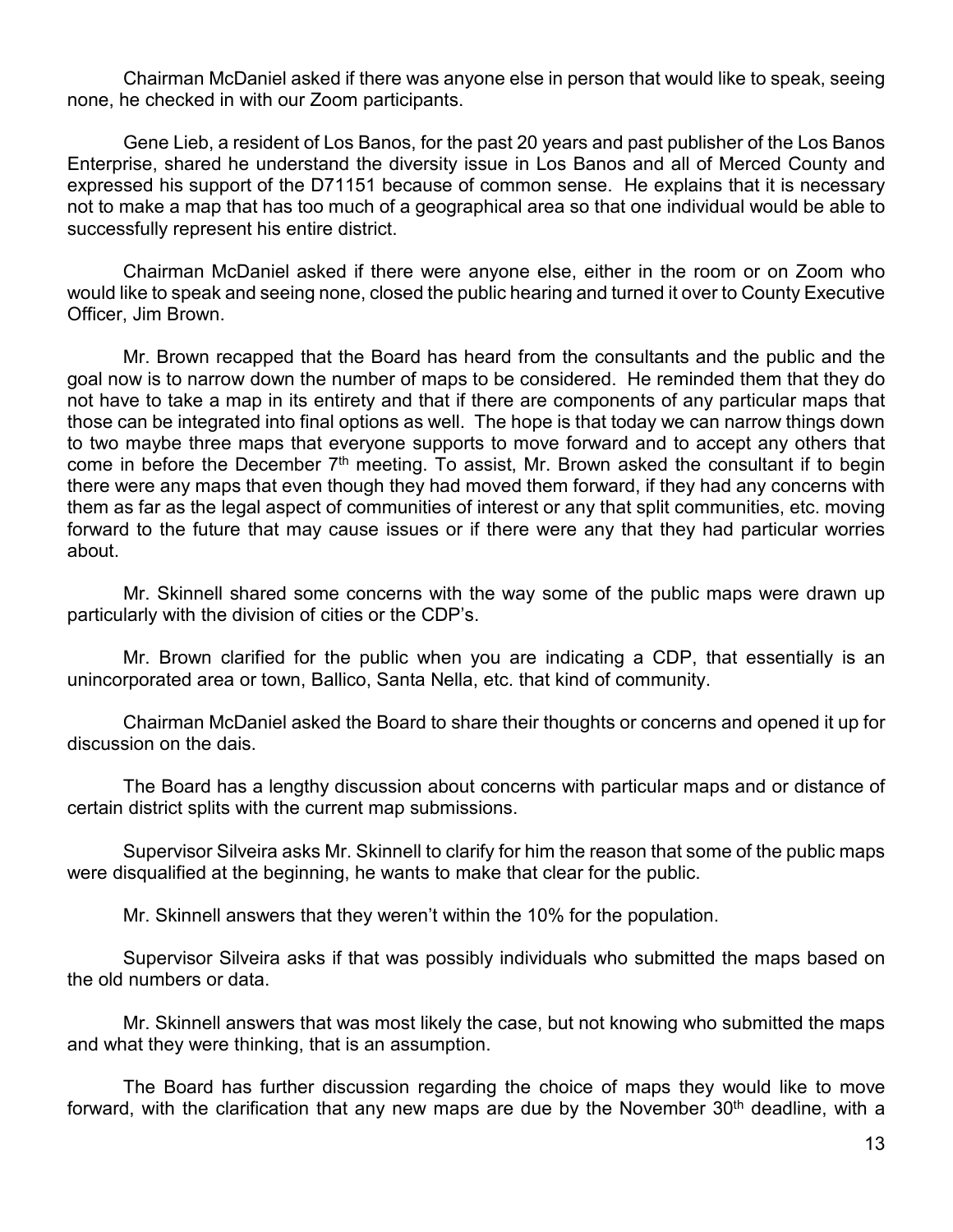Chairman McDaniel asked if there was anyone else in person that would like to speak, seeing none, he checked in with our Zoom participants.

Gene Lieb, a resident of Los Banos, for the past 20 years and past publisher of the Los Banos Enterprise, shared he understand the diversity issue in Los Banos and all of Merced County and expressed his support of the D71151 because of common sense. He explains that it is necessary not to make a map that has too much of a geographical area so that one individual would be able to successfully represent his entire district.

Chairman McDaniel asked if there were anyone else, either in the room or on Zoom who would like to speak and seeing none, closed the public hearing and turned it over to County Executive Officer, Jim Brown.

Mr. Brown recapped that the Board has heard from the consultants and the public and the goal now is to narrow down the number of maps to be considered. He reminded them that they do not have to take a map in its entirety and that if there are components of any particular maps that those can be integrated into final options as well. The hope is that today we can narrow things down to two maybe three maps that everyone supports to move forward and to accept any others that come in before the December 7th meeting. To assist, Mr. Brown asked the consultant if to begin there were any maps that even though they had moved them forward, if they had any concerns with them as far as the legal aspect of communities of interest or any that split communities, etc. moving forward to the future that may cause issues or if there were any that they had particular worries about.

Mr. Skinnell shared some concerns with the way some of the public maps were drawn up particularly with the division of cities or the CDP's.

Mr. Brown clarified for the public when you are indicating a CDP, that essentially is an unincorporated area or town, Ballico, Santa Nella, etc. that kind of community.

Chairman McDaniel asked the Board to share their thoughts or concerns and opened it up for discussion on the dais.

The Board has a lengthy discussion about concerns with particular maps and or distance of certain district splits with the current map submissions.

Supervisor Silveira asks Mr. Skinnell to clarify for him the reason that some of the public maps were disqualified at the beginning, he wants to make that clear for the public.

Mr. Skinnell answers that they weren't within the 10% for the population.

Supervisor Silveira asks if that was possibly individuals who submitted the maps based on the old numbers or data.

Mr. Skinnell answers that was most likely the case, but not knowing who submitted the maps and what they were thinking, that is an assumption.

The Board has further discussion regarding the choice of maps they would like to move forward, with the clarification that any new maps are due by the November 30th deadline, with a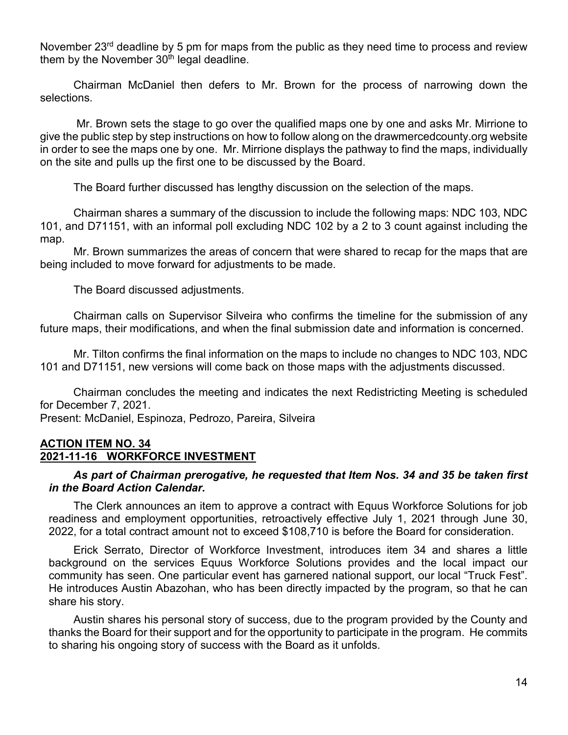November 23rd deadline by 5 pm for maps from the public as they need time to process and review them by the November 30th legal deadline.

Chairman McDaniel then defers to Mr. Brown for the process of narrowing down the selections.

Mr. Brown sets the stage to go over the qualified maps one by one and asks Mr. Mirrione to give the public step by step instructions on how to follow along on the drawmercedcounty.org website in order to see the maps one by one. Mr. Mirrione displays the pathway to find the maps, individually on the site and pulls up the first one to be discussed by the Board.

The Board further discussed has lengthy discussion on the selection of the maps.

Chairman shares a summary of the discussion to include the following maps: NDC 103, NDC 101, and D71151, with an informal poll excluding NDC 102 by a 2 to 3 count against including the map.

Mr. Brown summarizes the areas of concern that were shared to recap for the maps that are being included to move forward for adjustments to be made.

The Board discussed adjustments.

Chairman calls on Supervisor Silveira who confirms the timeline for the submission of any future maps, their modifications, and when the final submission date and information is concerned.

Mr. Tilton confirms the final information on the maps to include no changes to NDC 103, NDC 101 and D71151, new versions will come back on those maps with the adjustments discussed.

Chairman concludes the meeting and indicates the next Redistricting Meeting is scheduled for December 7, 2021.

Present: McDaniel, Espinoza, Pedrozo, Pareira, Silveira

## ACTION ITEM NO. 34
## 2021-11-16 WORKFORCE INVESTMENT

***As part of Chairman prerogative, he requested that Item Nos. 34 and 35 be taken first in the Board Action Calendar.***

The Clerk announces an item to approve a contract with Equus Workforce Solutions for job readiness and employment opportunities, retroactively effective July 1, 2021 through June 30, 2022, for a total contract amount not to exceed $108,710 is before the Board for consideration.

Erick Serrato, Director of Workforce Investment, introduces item 34 and shares a little background on the services Equus Workforce Solutions provides and the local impact our community has seen. One particular event has garnered national support, our local "Truck Fest". He introduces Austin Abazohan, who has been directly impacted by the program, so that he can share his story.

Austin shares his personal story of success, due to the program provided by the County and thanks the Board for their support and for the opportunity to participate in the program. He commits to sharing his ongoing story of success with the Board as it unfolds.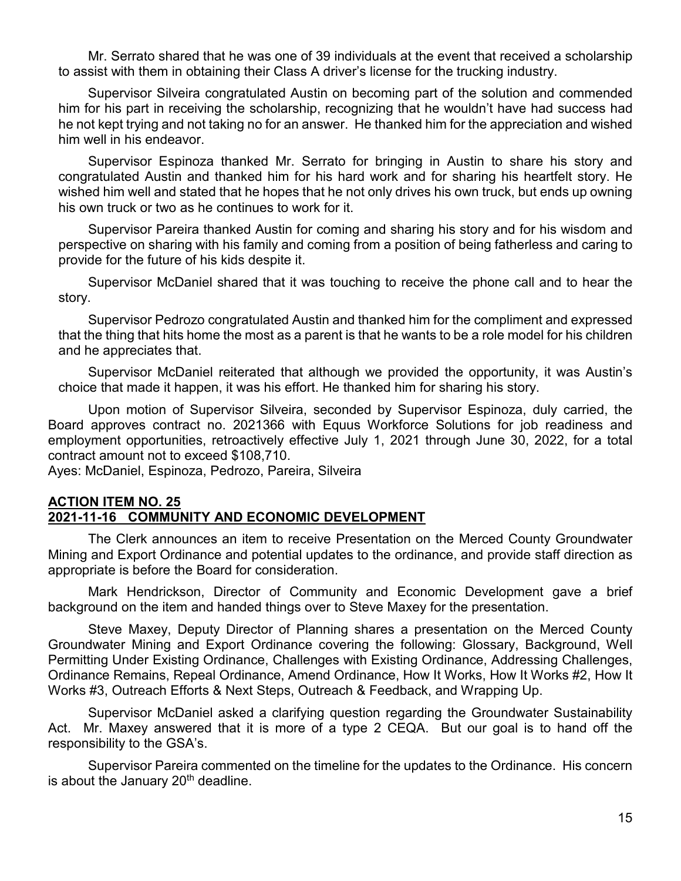Mr. Serrato shared that he was one of 39 individuals at the event that received a scholarship to assist with them in obtaining their Class A driver's license for the trucking industry.

Supervisor Silveira congratulated Austin on becoming part of the solution and commended him for his part in receiving the scholarship, recognizing that he wouldn't have had success had he not kept trying and not taking no for an answer. He thanked him for the appreciation and wished him well in his endeavor.

Supervisor Espinoza thanked Mr. Serrato for bringing in Austin to share his story and congratulated Austin and thanked him for his hard work and for sharing his heartfelt story. He wished him well and stated that he hopes that he not only drives his own truck, but ends up owning his own truck or two as he continues to work for it.

Supervisor Pareira thanked Austin for coming and sharing his story and for his wisdom and perspective on sharing with his family and coming from a position of being fatherless and caring to provide for the future of his kids despite it.

Supervisor McDaniel shared that it was touching to receive the phone call and to hear the story.

Supervisor Pedrozo congratulated Austin and thanked him for the compliment and expressed that the thing that hits home the most as a parent is that he wants to be a role model for his children and he appreciates that.

Supervisor McDaniel reiterated that although we provided the opportunity, it was Austin's choice that made it happen, it was his effort. He thanked him for sharing his story.

Upon motion of Supervisor Silveira, seconded by Supervisor Espinoza, duly carried, the Board approves contract no. 2021366 with Equus Workforce Solutions for job readiness and employment opportunities, retroactively effective July 1, 2021 through June 30, 2022, for a total contract amount not to exceed $108,710.
Ayes: McDaniel, Espinoza, Pedrozo, Pareira, Silveira

## ACTION ITEM NO. 25
## 2021-11-16 COMMUNITY AND ECONOMIC DEVELOPMENT

The Clerk announces an item to receive Presentation on the Merced County Groundwater Mining and Export Ordinance and potential updates to the ordinance, and provide staff direction as appropriate is before the Board for consideration.

Mark Hendrickson, Director of Community and Economic Development gave a brief background on the item and handed things over to Steve Maxey for the presentation.

Steve Maxey, Deputy Director of Planning shares a presentation on the Merced County Groundwater Mining and Export Ordinance covering the following: Glossary, Background, Well Permitting Under Existing Ordinance, Challenges with Existing Ordinance, Addressing Challenges, Ordinance Remains, Repeal Ordinance, Amend Ordinance, How It Works, How It Works #2, How It Works #3, Outreach Efforts & Next Steps, Outreach & Feedback, and Wrapping Up.

Supervisor McDaniel asked a clarifying question regarding the Groundwater Sustainability Act. Mr. Maxey answered that it is more of a type 2 CEQA. But our goal is to hand off the responsibility to the GSA's.

Supervisor Pareira commented on the timeline for the updates to the Ordinance. His concern is about the January 20th deadline.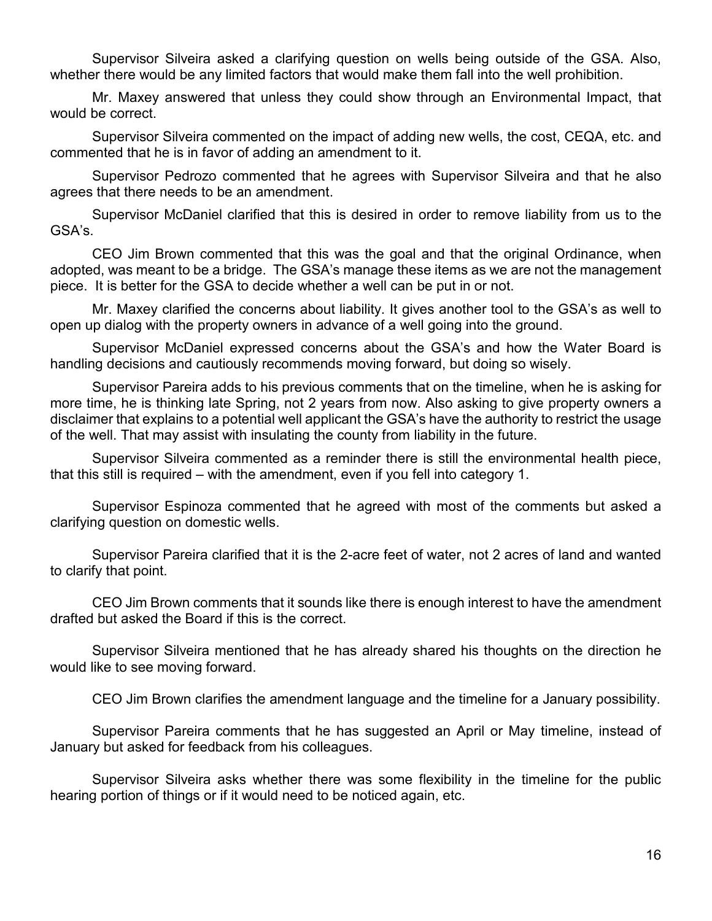Supervisor Silveira asked a clarifying question on wells being outside of the GSA. Also, whether there would be any limited factors that would make them fall into the well prohibition.

Mr. Maxey answered that unless they could show through an Environmental Impact, that would be correct.

Supervisor Silveira commented on the impact of adding new wells, the cost, CEQA, etc. and commented that he is in favor of adding an amendment to it.

Supervisor Pedrozo commented that he agrees with Supervisor Silveira and that he also agrees that there needs to be an amendment.

Supervisor McDaniel clarified that this is desired in order to remove liability from us to the GSA's.

CEO Jim Brown commented that this was the goal and that the original Ordinance, when adopted, was meant to be a bridge. The GSA's manage these items as we are not the management piece. It is better for the GSA to decide whether a well can be put in or not.

Mr. Maxey clarified the concerns about liability. It gives another tool to the GSA's as well to open up dialog with the property owners in advance of a well going into the ground.

Supervisor McDaniel expressed concerns about the GSA's and how the Water Board is handling decisions and cautiously recommends moving forward, but doing so wisely.

Supervisor Pareira adds to his previous comments that on the timeline, when he is asking for more time, he is thinking late Spring, not 2 years from now. Also asking to give property owners a disclaimer that explains to a potential well applicant the GSA's have the authority to restrict the usage of the well. That may assist with insulating the county from liability in the future.

Supervisor Silveira commented as a reminder there is still the environmental health piece, that this still is required – with the amendment, even if you fell into category 1.

Supervisor Espinoza commented that he agreed with most of the comments but asked a clarifying question on domestic wells.

Supervisor Pareira clarified that it is the 2-acre feet of water, not 2 acres of land and wanted to clarify that point.

CEO Jim Brown comments that it sounds like there is enough interest to have the amendment drafted but asked the Board if this is the correct.

Supervisor Silveira mentioned that he has already shared his thoughts on the direction he would like to see moving forward.

CEO Jim Brown clarifies the amendment language and the timeline for a January possibility.

Supervisor Pareira comments that he has suggested an April or May timeline, instead of January but asked for feedback from his colleagues.

Supervisor Silveira asks whether there was some flexibility in the timeline for the public hearing portion of things or if it would need to be noticed again, etc.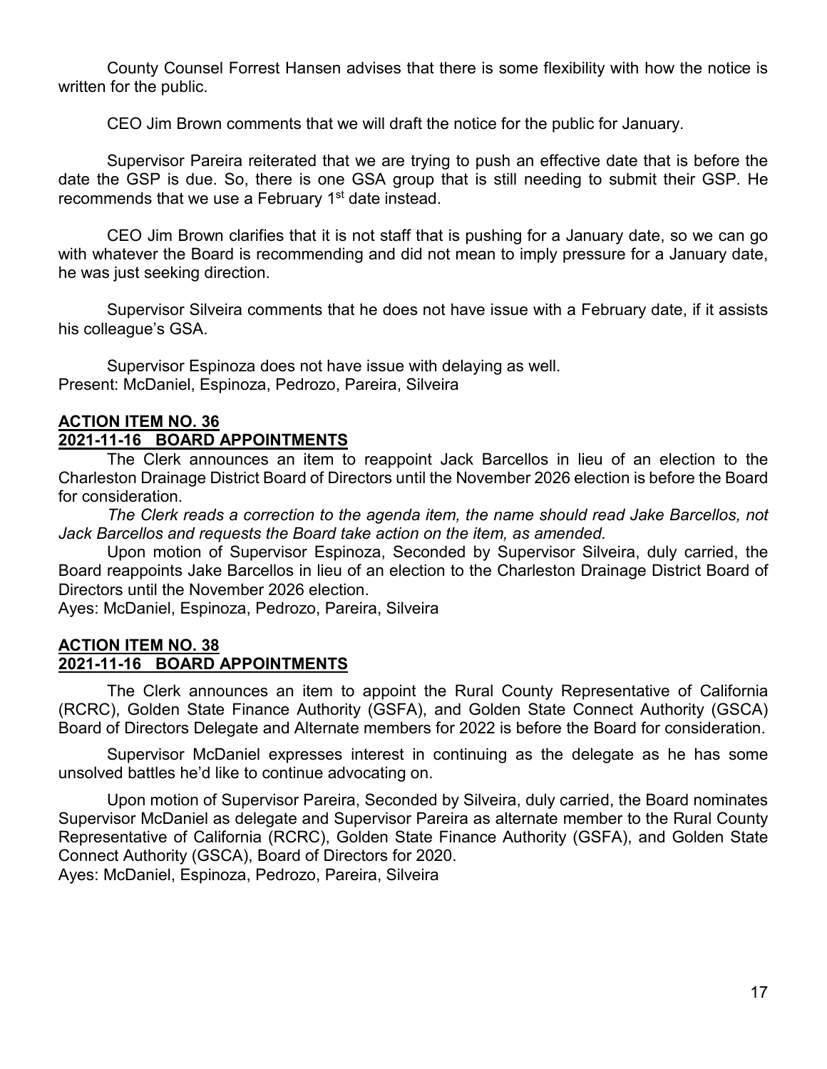County Counsel Forrest Hansen advises that there is some flexibility with how the notice is written for the public.

CEO Jim Brown comments that we will draft the notice for the public for January.

Supervisor Pareira reiterated that we are trying to push an effective date that is before the date the GSP is due. So, there is one GSA group that is still needing to submit their GSP. He recommends that we use a February 1st date instead.

CEO Jim Brown clarifies that it is not staff that is pushing for a January date, so we can go with whatever the Board is recommending and did not mean to imply pressure for a January date, he was just seeking direction.

Supervisor Silveira comments that he does not have issue with a February date, if it assists his colleague's GSA.

Supervisor Espinoza does not have issue with delaying as well.
Present: McDaniel, Espinoza, Pedrozo, Pareira, Silveira

**ACTION ITEM NO. 36**
**2021-11-16 BOARD APPOINTMENTS**

The Clerk announces an item to reappoint Jack Barcellos in lieu of an election to the Charleston Drainage District Board of Directors until the November 2026 election is before the Board for consideration.

*The Clerk reads a correction to the agenda item, the name should read Jake Barcellos, not Jack Barcellos and requests the Board take action on the item, as amended.*

Upon motion of Supervisor Espinoza, Seconded by Supervisor Silveira, duly carried, the Board reappoints Jake Barcellos in lieu of an election to the Charleston Drainage District Board of Directors until the November 2026 election.
Ayes: McDaniel, Espinoza, Pedrozo, Pareira, Silveira

**ACTION ITEM NO. 38**
**2021-11-16 BOARD APPOINTMENTS**

The Clerk announces an item to appoint the Rural County Representative of California (RCRC), Golden State Finance Authority (GSFA), and Golden State Connect Authority (GSCA) Board of Directors Delegate and Alternate members for 2022 is before the Board for consideration.

Supervisor McDaniel expresses interest in continuing as the delegate as he has some unsolved battles he'd like to continue advocating on.

Upon motion of Supervisor Pareira, Seconded by Silveira, duly carried, the Board nominates Supervisor McDaniel as delegate and Supervisor Pareira as alternate member to the Rural County Representative of California (RCRC), Golden State Finance Authority (GSFA), and Golden State Connect Authority (GSCA), Board of Directors for 2020.
Ayes: McDaniel, Espinoza, Pedrozo, Pareira, Silveira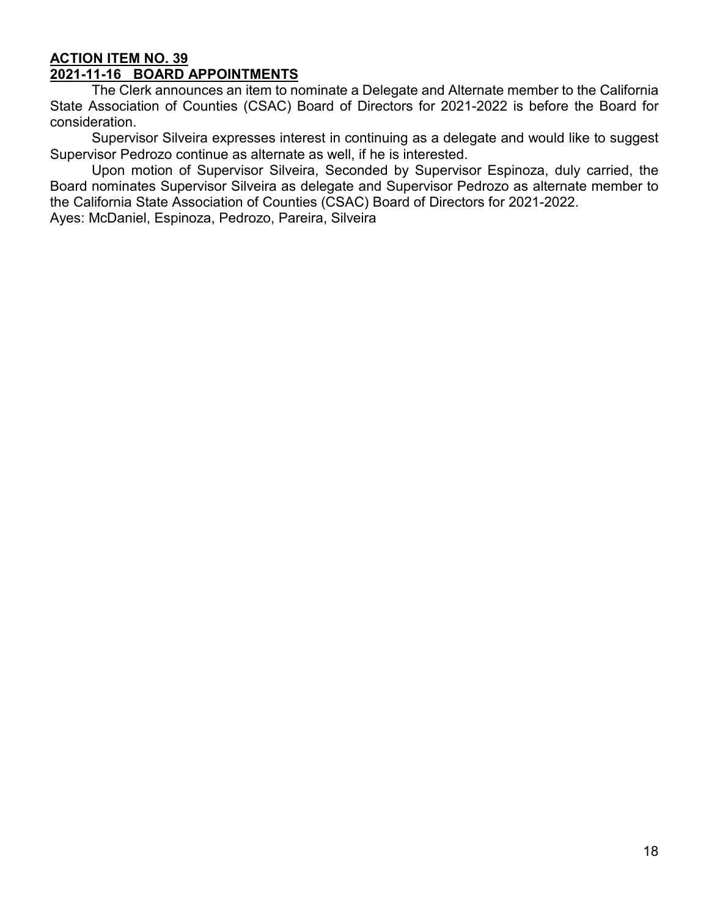**ACTION ITEM NO. 39**
**2021-11-16 BOARD APPOINTMENTS**

The Clerk announces an item to nominate a Delegate and Alternate member to the California State Association of Counties (CSAC) Board of Directors for 2021-2022 is before the Board for consideration.

Supervisor Silveira expresses interest in continuing as a delegate and would like to suggest Supervisor Pedrozo continue as alternate as well, if he is interested.

Upon motion of Supervisor Silveira, Seconded by Supervisor Espinoza, duly carried, the Board nominates Supervisor Silveira as delegate and Supervisor Pedrozo as alternate member to the California State Association of Counties (CSAC) Board of Directors for 2021-2022.

Ayes: McDaniel, Espinoza, Pedrozo, Pareira, Silveira